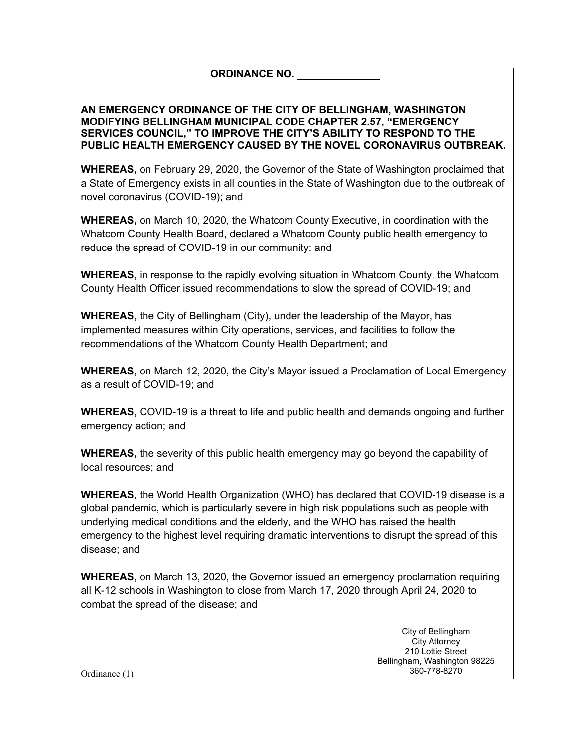**ORDINANCE NO. ______________**

**AN EMERGENCY ORDINANCE OF THE CITY OF BELLINGHAM, WASHINGTON MODIFYING BELLINGHAM MUNICIPAL CODE CHAPTER 2.57, "EMERGENCY SERVICES COUNCIL," TO IMPROVE THE CITY'S ABILITY TO RESPOND TO THE PUBLIC HEALTH EMERGENCY CAUSED BY THE NOVEL CORONAVIRUS OUTBREAK.**

**WHEREAS,** on February 29, 2020, the Governor of the State of Washington proclaimed that a State of Emergency exists in all counties in the State of Washington due to the outbreak of novel coronavirus (COVID-19); and

**WHEREAS,** on March 10, 2020, the Whatcom County Executive, in coordination with the Whatcom County Health Board, declared a Whatcom County public health emergency to reduce the spread of COVID-19 in our community; and

**WHEREAS,** in response to the rapidly evolving situation in Whatcom County, the Whatcom County Health Officer issued recommendations to slow the spread of COVID-19; and

**WHEREAS,** the City of Bellingham (City), under the leadership of the Mayor, has implemented measures within City operations, services, and facilities to follow the recommendations of the Whatcom County Health Department; and

**WHEREAS,** on March 12, 2020, the City's Mayor issued a Proclamation of Local Emergency as a result of COVID-19; and

**WHEREAS,** COVID-19 is a threat to life and public health and demands ongoing and further emergency action; and

**WHEREAS,** the severity of this public health emergency may go beyond the capability of local resources; and

**WHEREAS,** the World Health Organization (WHO) has declared that COVID-19 disease is a global pandemic, which is particularly severe in high risk populations such as people with underlying medical conditions and the elderly, and the WHO has raised the health emergency to the highest level requiring dramatic interventions to disrupt the spread of this disease; and

**WHEREAS,** on March 13, 2020, the Governor issued an emergency proclamation requiring all K-12 schools in Washington to close from March 17, 2020 through April 24, 2020 to combat the spread of the disease; and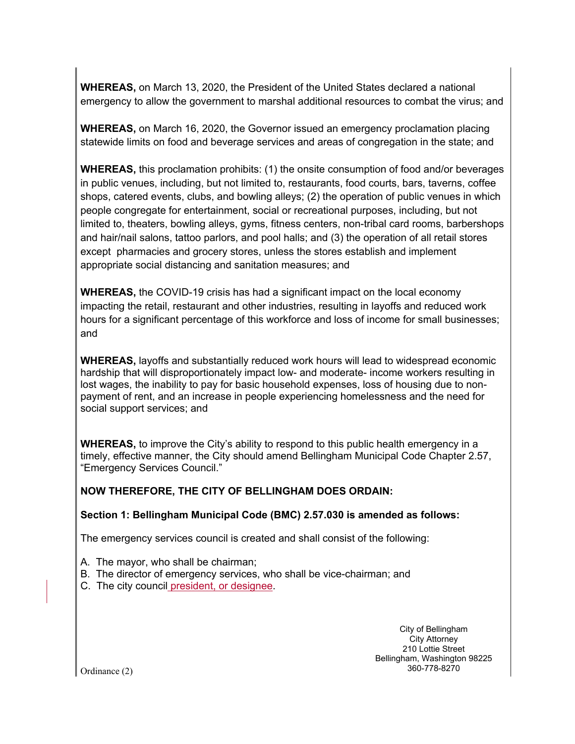**WHEREAS,** on March 13, 2020, the President of the United States declared a national emergency to allow the government to marshal additional resources to combat the virus; and

**WHEREAS,** on March 16, 2020, the Governor issued an emergency proclamation placing statewide limits on food and beverage services and areas of congregation in the state; and

**WHEREAS,** this proclamation prohibits: (1) the onsite consumption of food and/or beverages in public venues, including, but not limited to, restaurants, food courts, bars, taverns, coffee shops, catered events, clubs, and bowling alleys; (2) the operation of public venues in which people congregate for entertainment, social or recreational purposes, including, but not limited to, theaters, bowling alleys, gyms, fitness centers, non-tribal card rooms, barbershops and hair/nail salons, tattoo parlors, and pool halls; and (3) the operation of all retail stores except pharmacies and grocery stores, unless the stores establish and implement appropriate social distancing and sanitation measures; and

**WHEREAS,** the COVID-19 crisis has had a significant impact on the local economy impacting the retail, restaurant and other industries, resulting in layoffs and reduced work hours for a significant percentage of this workforce and loss of income for small businesses; and

**WHEREAS,** layoffs and substantially reduced work hours will lead to widespread economic hardship that will disproportionately impact low- and moderate- income workers resulting in lost wages, the inability to pay for basic household expenses, loss of housing due to non-payment of rent, and an increase in people experiencing homelessness and the need for social support services; and

**WHEREAS,** to improve the City's ability to respond to this public health emergency in a timely, effective manner, the City should amend Bellingham Municipal Code Chapter 2.57, "Emergency Services Council."

**NOW THEREFORE, THE CITY OF BELLINGHAM DOES ORDAIN:**

**Section 1: Bellingham Municipal Code (BMC) 2.57.030 is amended as follows:**

The emergency services council is created and shall consist of the following:

A. The mayor, who shall be chairman;
B. The director of emergency services, who shall be vice-chairman; and
C. The city council president, or designee.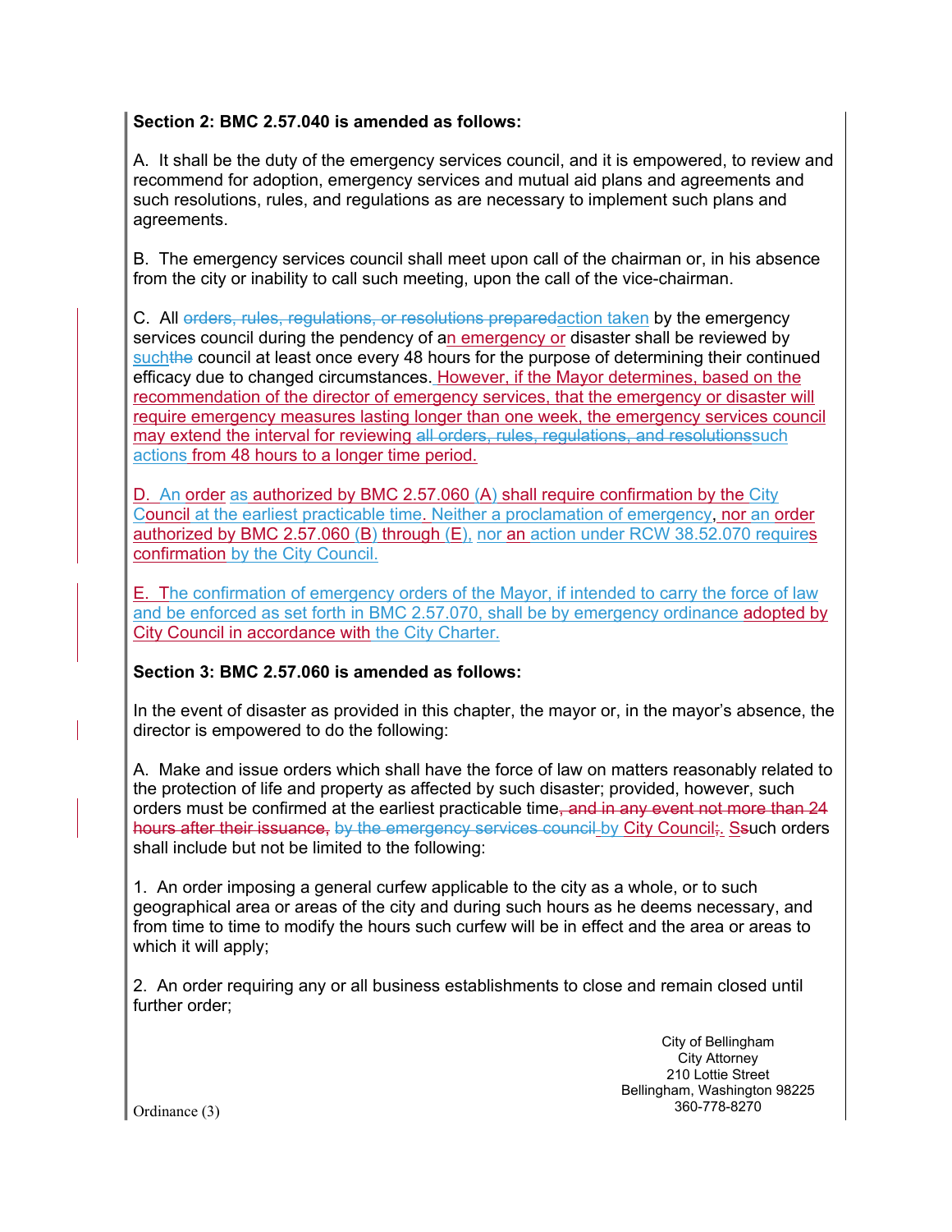**Section 2: BMC 2.57.040 is amended as follows:**

A. It shall be the duty of the emergency services council, and it is empowered, to review and recommend for adoption, emergency services and mutual aid plans and agreements and such resolutions, rules, and regulations as are necessary to implement such plans and agreements.

B. The emergency services council shall meet upon call of the chairman or, in his absence from the city or inability to call such meeting, upon the call of the vice-chairman.

C. All ~~orders, rules, regulations, or resolutions prepared~~action taken by the emergency services council during the pendency of an emergency or disaster shall be reviewed by such~~the~~ council at least once every 48 hours for the purpose of determining their continued efficacy due to changed circumstances. However, if the Mayor determines, based on the recommendation of the director of emergency services, that the emergency or disaster will require emergency measures lasting longer than one week, the emergency services council may extend the interval for reviewing ~~all orders, rules, regulations, and resolutions~~such actions from 48 hours to a longer time period.

D. An order as authorized by BMC 2.57.060 (A) shall require confirmation by the City Council at the earliest practicable time. Neither a proclamation of emergency, nor an order authorized by BMC 2.57.060 (B) through (E), nor an action under RCW 38.52.070 requires confirmation by the City Council.

E. The confirmation of emergency orders of the Mayor, if intended to carry the force of law and be enforced as set forth in BMC 2.57.070, shall be by emergency ordinance adopted by City Council in accordance with the City Charter.

**Section 3: BMC 2.57.060 is amended as follows:**

In the event of disaster as provided in this chapter, the mayor or, in the mayor's absence, the director is empowered to do the following:

A. Make and issue orders which shall have the force of law on matters reasonably related to the protection of life and property as affected by such disaster; provided, however, such orders must be confirmed at the earliest practicable time~~, and in any event not more than 24 hours after their issuance,~~ ~~by the emergency services council~~ by City Council~~;~~. S~~s~~uch orders shall include but not be limited to the following:

1. An order imposing a general curfew applicable to the city as a whole, or to such geographical area or areas of the city and during such hours as he deems necessary, and from time to time to modify the hours such curfew will be in effect and the area or areas to which it will apply;

2. An order requiring any or all business establishments to close and remain closed until further order;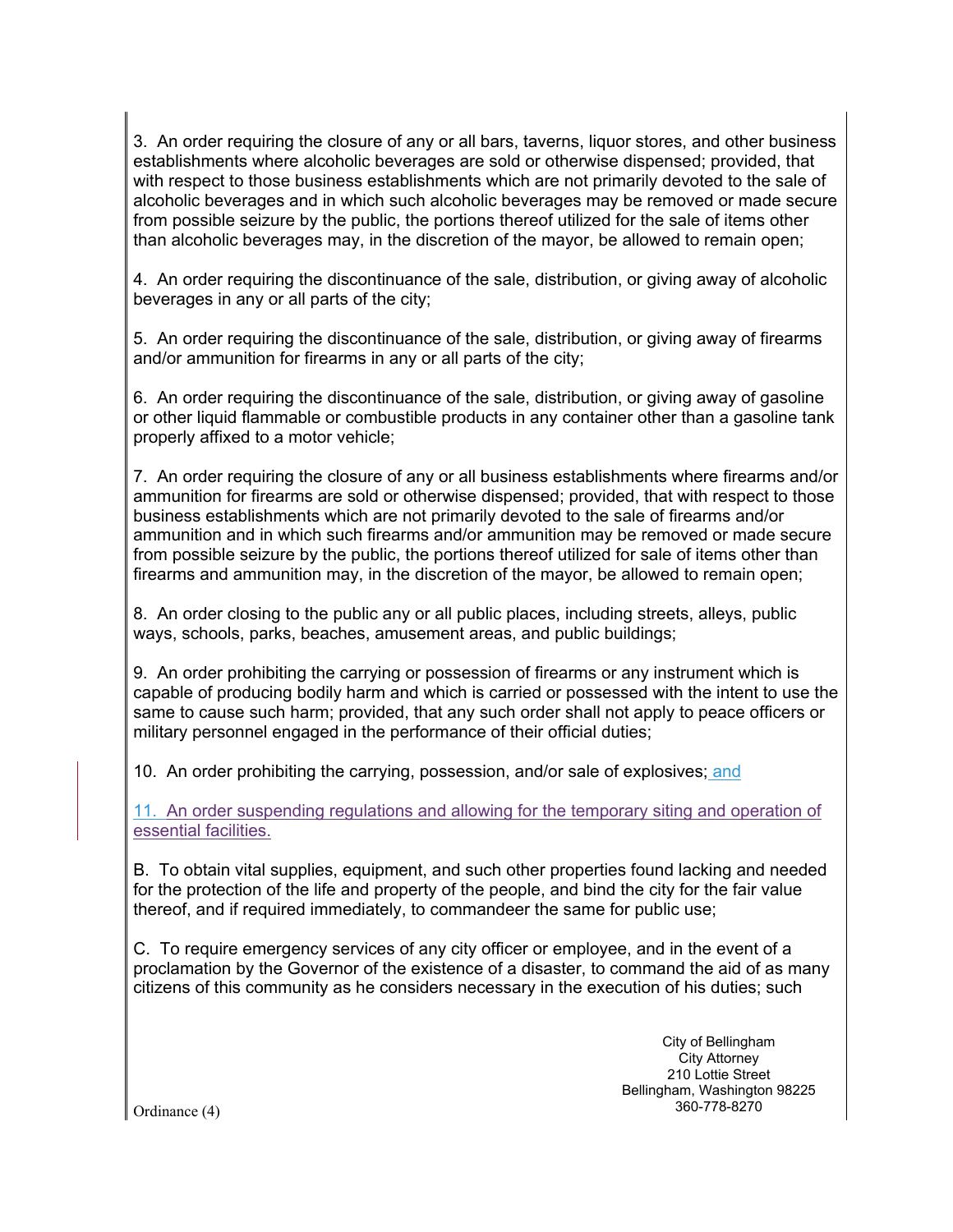3. An order requiring the closure of any or all bars, taverns, liquor stores, and other business establishments where alcoholic beverages are sold or otherwise dispensed; provided, that with respect to those business establishments which are not primarily devoted to the sale of alcoholic beverages and in which such alcoholic beverages may be removed or made secure from possible seizure by the public, the portions thereof utilized for the sale of items other than alcoholic beverages may, in the discretion of the mayor, be allowed to remain open;

4. An order requiring the discontinuance of the sale, distribution, or giving away of alcoholic beverages in any or all parts of the city;

5. An order requiring the discontinuance of the sale, distribution, or giving away of firearms and/or ammunition for firearms in any or all parts of the city;

6. An order requiring the discontinuance of the sale, distribution, or giving away of gasoline or other liquid flammable or combustible products in any container other than a gasoline tank properly affixed to a motor vehicle;

7. An order requiring the closure of any or all business establishments where firearms and/or ammunition for firearms are sold or otherwise dispensed; provided, that with respect to those business establishments which are not primarily devoted to the sale of firearms and/or ammunition and in which such firearms and/or ammunition may be removed or made secure from possible seizure by the public, the portions thereof utilized for sale of items other than firearms and ammunition may, in the discretion of the mayor, be allowed to remain open;

8. An order closing to the public any or all public places, including streets, alleys, public ways, schools, parks, beaches, amusement areas, and public buildings;

9. An order prohibiting the carrying or possession of firearms or any instrument which is capable of producing bodily harm and which is carried or possessed with the intent to use the same to cause such harm; provided, that any such order shall not apply to peace officers or military personnel engaged in the performance of their official duties;

10. An order prohibiting the carrying, possession, and/or sale of explosives; and

11. An order suspending regulations and allowing for the temporary siting and operation of essential facilities.

B. To obtain vital supplies, equipment, and such other properties found lacking and needed for the protection of the life and property of the people, and bind the city for the fair value thereof, and if required immediately, to commandeer the same for public use;

C. To require emergency services of any city officer or employee, and in the event of a proclamation by the Governor of the existence of a disaster, to command the aid of as many citizens of this community as he considers necessary in the execution of his duties; such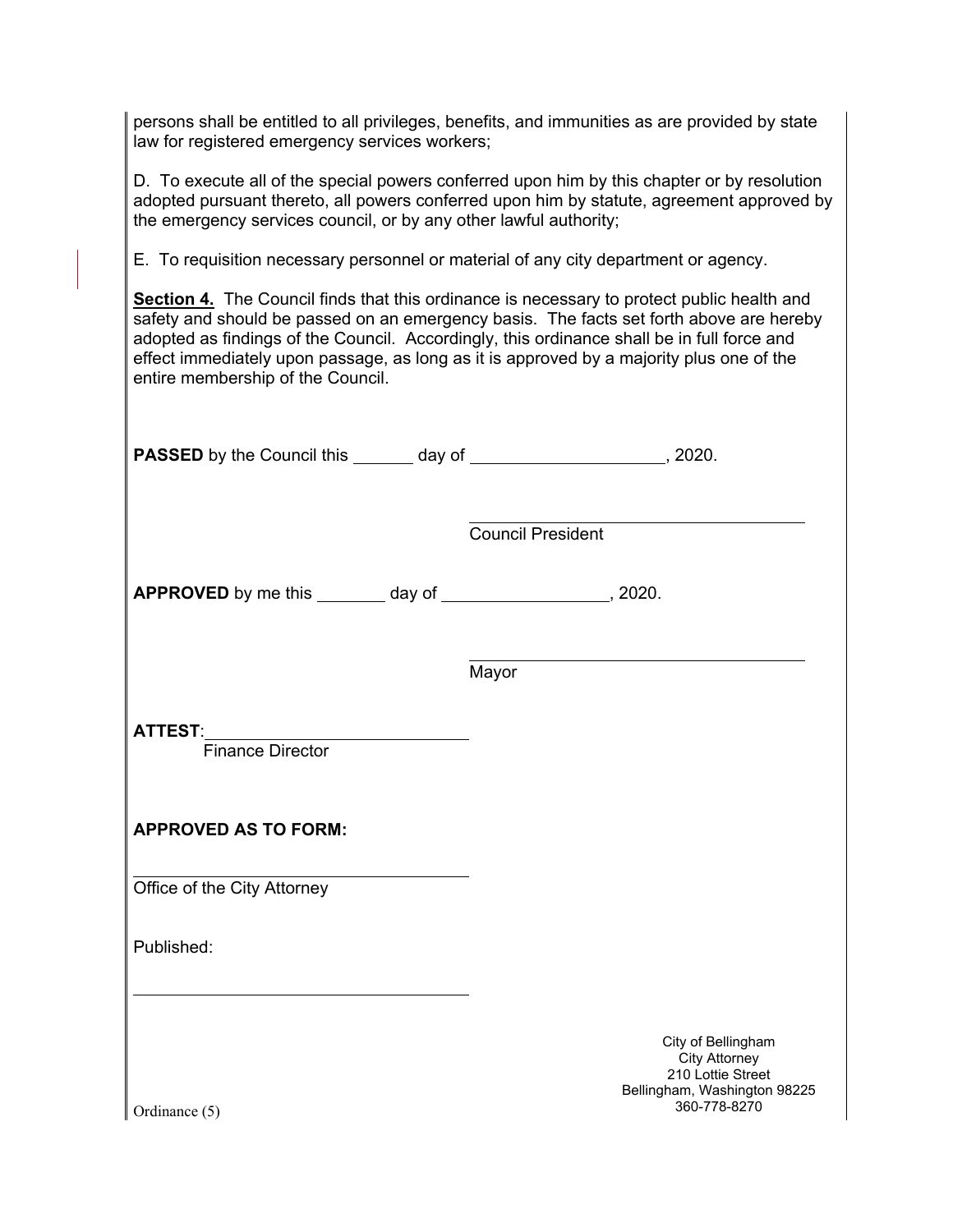persons shall be entitled to all privileges, benefits, and immunities as are provided by state law for registered emergency services workers;

D. To execute all of the special powers conferred upon him by this chapter or by resolution adopted pursuant thereto, all powers conferred upon him by statute, agreement approved by the emergency services council, or by any other lawful authority;

E. To requisition necessary personnel or material of any city department or agency.

**Section 4.** The Council finds that this ordinance is necessary to protect public health and safety and should be passed on an emergency basis. The facts set forth above are hereby adopted as findings of the Council. Accordingly, this ordinance shall be in full force and effect immediately upon passage, as long as it is approved by a majority plus one of the entire membership of the Council.

**PASSED** by the Council this _______ day of _____________________, 2020.

_____________________________________
Council President

**APPROVED** by me this ________ day of ___________________, 2020.

_____________________________________
Mayor

**ATTEST**:_____________________________
Finance Director

**APPROVED AS TO FORM:**

_____________________________________
Office of the City Attorney

Published:

_____________________________________

City of Bellingham
City Attorney
210 Lottie Street
Bellingham, Washington 98225
360-778-8270

Ordinance (5)